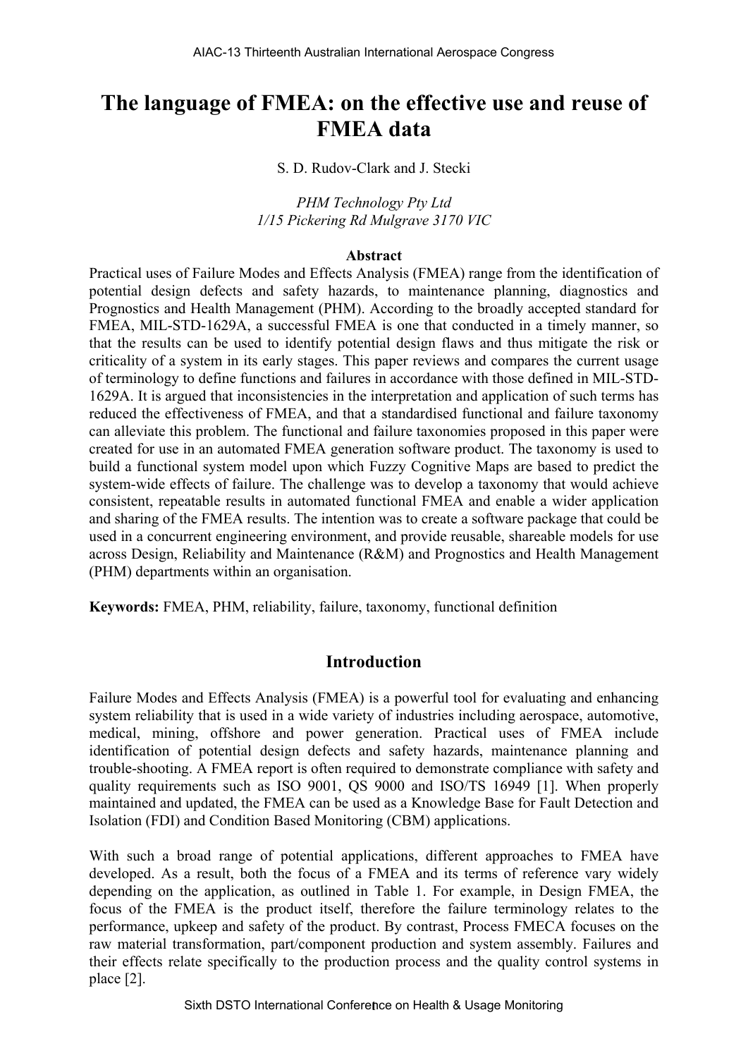# The language of FMEA: on the effective use and reuse of FMEA data

S. D. Rudov-Clark and J. Stecki

*PHM Technology Pty Ltd*
*1/15 Pickering Rd Mulgrave 3170 VIC*

### Abstract

Practical uses of Failure Modes and Effects Analysis (FMEA) range from the identification of potential design defects and safety hazards, to maintenance planning, diagnostics and Prognostics and Health Management (PHM). According to the broadly accepted standard for FMEA, MIL-STD-1629A, a successful FMEA is one that conducted in a timely manner, so that the results can be used to identify potential design flaws and thus mitigate the risk or criticality of a system in its early stages. This paper reviews and compares the current usage of terminology to define functions and failures in accordance with those defined in MIL-STD-1629A. It is argued that inconsistencies in the interpretation and application of such terms has reduced the effectiveness of FMEA, and that a standardised functional and failure taxonomy can alleviate this problem. The functional and failure taxonomies proposed in this paper were created for use in an automated FMEA generation software product. The taxonomy is used to build a functional system model upon which Fuzzy Cognitive Maps are based to predict the system-wide effects of failure. The challenge was to develop a taxonomy that would achieve consistent, repeatable results in automated functional FMEA and enable a wider application and sharing of the FMEA results. The intention was to create a software package that could be used in a concurrent engineering environment, and provide reusable, shareable models for use across Design, Reliability and Maintenance (R&M) and Prognostics and Health Management (PHM) departments within an organisation.

**Keywords:** FMEA, PHM, reliability, failure, taxonomy, functional definition

## Introduction

Failure Modes and Effects Analysis (FMEA) is a powerful tool for evaluating and enhancing system reliability that is used in a wide variety of industries including aerospace, automotive, medical, mining, offshore and power generation. Practical uses of FMEA include identification of potential design defects and safety hazards, maintenance planning and trouble-shooting. A FMEA report is often required to demonstrate compliance with safety and quality requirements such as ISO 9001, QS 9000 and ISO/TS 16949 [1]. When properly maintained and updated, the FMEA can be used as a Knowledge Base for Fault Detection and Isolation (FDI) and Condition Based Monitoring (CBM) applications.

With such a broad range of potential applications, different approaches to FMEA have developed. As a result, both the focus of a FMEA and its terms of reference vary widely depending on the application, as outlined in Table 1. For example, in Design FMEA, the focus of the FMEA is the product itself, therefore the failure terminology relates to the performance, upkeep and safety of the product. By contrast, Process FMECA focuses on the raw material transformation, part/component production and system assembly. Failures and their effects relate specifically to the production process and the quality control systems in place [2].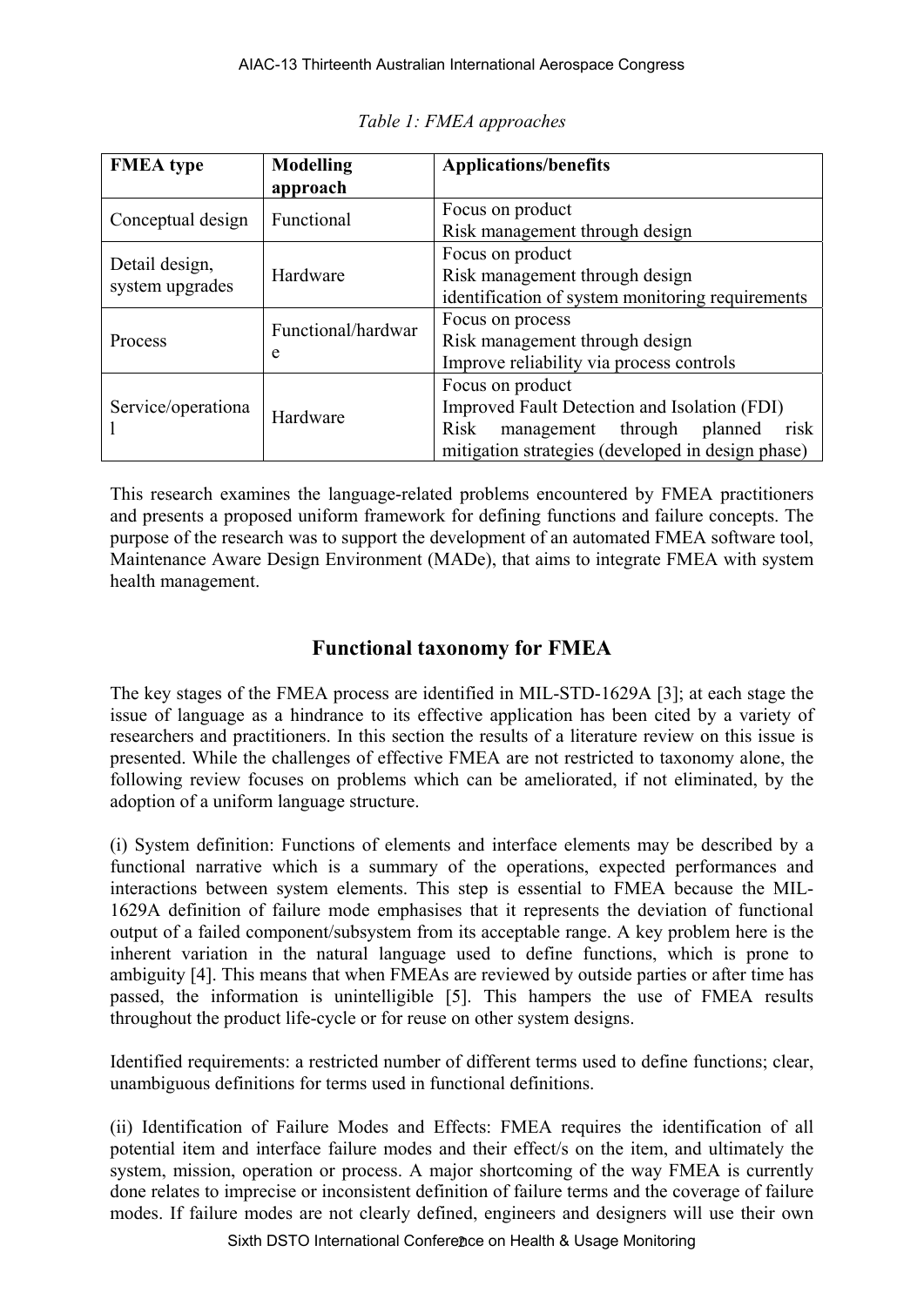*Table 1: FMEA approaches*

| FMEA type | Modelling approach | Applications/benefits |
| --- | --- | --- |
| Conceptual design | Functional | Focus on product<br>Risk management through design |
| Detail design, system upgrades | Hardware | Focus on product<br>Risk management through design<br>identification of system monitoring requirements |
| Process | Functional/hardware | Focus on process<br>Risk management through design<br>Improve reliability via process controls |
| Service/operational | Hardware | Focus on product<br>Improved Fault Detection and Isolation (FDI)<br>Risk management through planned risk mitigation strategies (developed in design phase) |

This research examines the language-related problems encountered by FMEA practitioners and presents a proposed uniform framework for defining functions and failure concepts. The purpose of the research was to support the development of an automated FMEA software tool, Maintenance Aware Design Environment (MADe), that aims to integrate FMEA with system health management.

## Functional taxonomy for FMEA

The key stages of the FMEA process are identified in MIL-STD-1629A [3]; at each stage the issue of language as a hindrance to its effective application has been cited by a variety of researchers and practitioners. In this section the results of a literature review on this issue is presented. While the challenges of effective FMEA are not restricted to taxonomy alone, the following review focuses on problems which can be ameliorated, if not eliminated, by the adoption of a uniform language structure.

(i) System definition: Functions of elements and interface elements may be described by a functional narrative which is a summary of the operations, expected performances and interactions between system elements. This step is essential to FMEA because the MIL-1629A definition of failure mode emphasises that it represents the deviation of functional output of a failed component/subsystem from its acceptable range. A key problem here is the inherent variation in the natural language used to define functions, which is prone to ambiguity [4]. This means that when FMEAs are reviewed by outside parties or after time has passed, the information is unintelligible [5]. This hampers the use of FMEA results throughout the product life-cycle or for reuse on other system designs.

Identified requirements: a restricted number of different terms used to define functions; clear, unambiguous definitions for terms used in functional definitions.

(ii) Identification of Failure Modes and Effects: FMEA requires the identification of all potential item and interface failure modes and their effect/s on the item, and ultimately the system, mission, operation or process. A major shortcoming of the way FMEA is currently done relates to imprecise or inconsistent definition of failure terms and the coverage of failure modes. If failure modes are not clearly defined, engineers and designers will use their own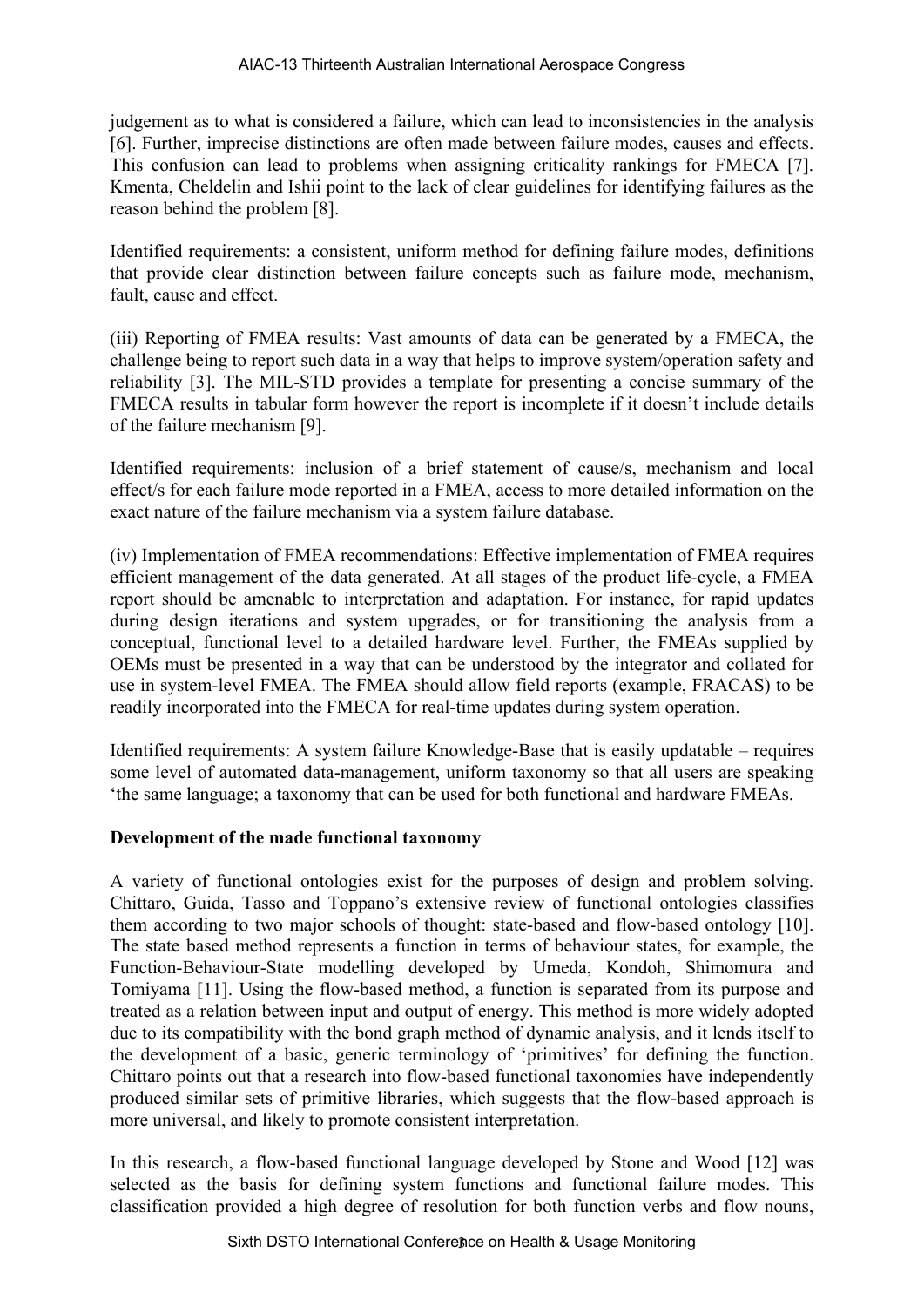judgement as to what is considered a failure, which can lead to inconsistencies in the analysis [6]. Further, imprecise distinctions are often made between failure modes, causes and effects. This confusion can lead to problems when assigning criticality rankings for FMECA [7]. Kmenta, Cheldelin and Ishii point to the lack of clear guidelines for identifying failures as the reason behind the problem [8].

Identified requirements: a consistent, uniform method for defining failure modes, definitions that provide clear distinction between failure concepts such as failure mode, mechanism, fault, cause and effect.

(iii) Reporting of FMEA results: Vast amounts of data can be generated by a FMECA, the challenge being to report such data in a way that helps to improve system/operation safety and reliability [3]. The MIL-STD provides a template for presenting a concise summary of the FMECA results in tabular form however the report is incomplete if it doesn't include details of the failure mechanism [9].

Identified requirements: inclusion of a brief statement of cause/s, mechanism and local effect/s for each failure mode reported in a FMEA, access to more detailed information on the exact nature of the failure mechanism via a system failure database.

(iv) Implementation of FMEA recommendations: Effective implementation of FMEA requires efficient management of the data generated. At all stages of the product life-cycle, a FMEA report should be amenable to interpretation and adaptation. For instance, for rapid updates during design iterations and system upgrades, or for transitioning the analysis from a conceptual, functional level to a detailed hardware level. Further, the FMEAs supplied by OEMs must be presented in a way that can be understood by the integrator and collated for use in system-level FMEA. The FMEA should allow field reports (example, FRACAS) to be readily incorporated into the FMECA for real-time updates during system operation.

Identified requirements: A system failure Knowledge-Base that is easily updatable – requires some level of automated data-management, uniform taxonomy so that all users are speaking 'the same language; a taxonomy that can be used for both functional and hardware FMEAs.

**Development of the made functional taxonomy**

A variety of functional ontologies exist for the purposes of design and problem solving. Chittaro, Guida, Tasso and Toppano's extensive review of functional ontologies classifies them according to two major schools of thought: state-based and flow-based ontology [10]. The state based method represents a function in terms of behaviour states, for example, the Function-Behaviour-State modelling developed by Umeda, Kondoh, Shimomura and Tomiyama [11]. Using the flow-based method, a function is separated from its purpose and treated as a relation between input and output of energy. This method is more widely adopted due to its compatibility with the bond graph method of dynamic analysis, and it lends itself to the development of a basic, generic terminology of 'primitives' for defining the function. Chittaro points out that a research into flow-based functional taxonomies have independently produced similar sets of primitive libraries, which suggests that the flow-based approach is more universal, and likely to promote consistent interpretation.

In this research, a flow-based functional language developed by Stone and Wood [12] was selected as the basis for defining system functions and functional failure modes. This classification provided a high degree of resolution for both function verbs and flow nouns,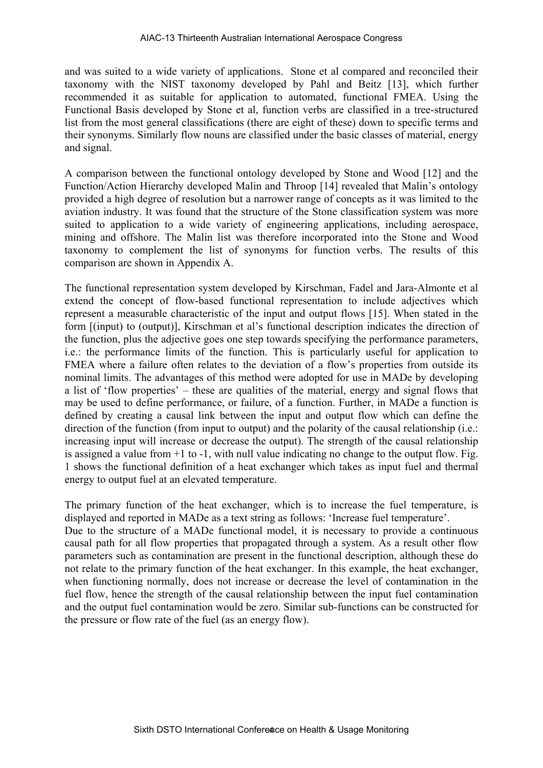and was suited to a wide variety of applications. Stone et al compared and reconciled their taxonomy with the NIST taxonomy developed by Pahl and Beitz [13], which further recommended it as suitable for application to automated, functional FMEA. Using the Functional Basis developed by Stone et al, function verbs are classified in a tree-structured list from the most general classifications (there are eight of these) down to specific terms and their synonyms. Similarly flow nouns are classified under the basic classes of material, energy and signal.

A comparison between the functional ontology developed by Stone and Wood [12] and the Function/Action Hierarchy developed Malin and Throop [14] revealed that Malin's ontology provided a high degree of resolution but a narrower range of concepts as it was limited to the aviation industry. It was found that the structure of the Stone classification system was more suited to application to a wide variety of engineering applications, including aerospace, mining and offshore. The Malin list was therefore incorporated into the Stone and Wood taxonomy to complement the list of synonyms for function verbs. The results of this comparison are shown in Appendix A.

The functional representation system developed by Kirschman, Fadel and Jara-Almonte et al extend the concept of flow-based functional representation to include adjectives which represent a measurable characteristic of the input and output flows [15]. When stated in the form [(input) to (output)], Kirschman et al's functional description indicates the direction of the function, plus the adjective goes one step towards specifying the performance parameters, i.e.: the performance limits of the function. This is particularly useful for application to FMEA where a failure often relates to the deviation of a flow's properties from outside its nominal limits. The advantages of this method were adopted for use in MADe by developing a list of 'flow properties' – these are qualities of the material, energy and signal flows that may be used to define performance, or failure, of a function. Further, in MADe a function is defined by creating a causal link between the input and output flow which can define the direction of the function (from input to output) and the polarity of the causal relationship (i.e.: increasing input will increase or decrease the output). The strength of the causal relationship is assigned a value from +1 to -1, with null value indicating no change to the output flow. Fig. 1 shows the functional definition of a heat exchanger which takes as input fuel and thermal energy to output fuel at an elevated temperature.

The primary function of the heat exchanger, which is to increase the fuel temperature, is displayed and reported in MADe as a text string as follows: 'Increase fuel temperature'.
Due to the structure of a MADe functional model, it is necessary to provide a continuous causal path for all flow properties that propagated through a system. As a result other flow parameters such as contamination are present in the functional description, although these do not relate to the primary function of the heat exchanger. In this example, the heat exchanger, when functioning normally, does not increase or decrease the level of contamination in the fuel flow, hence the strength of the causal relationship between the input fuel contamination and the output fuel contamination would be zero. Similar sub-functions can be constructed for the pressure or flow rate of the fuel (as an energy flow).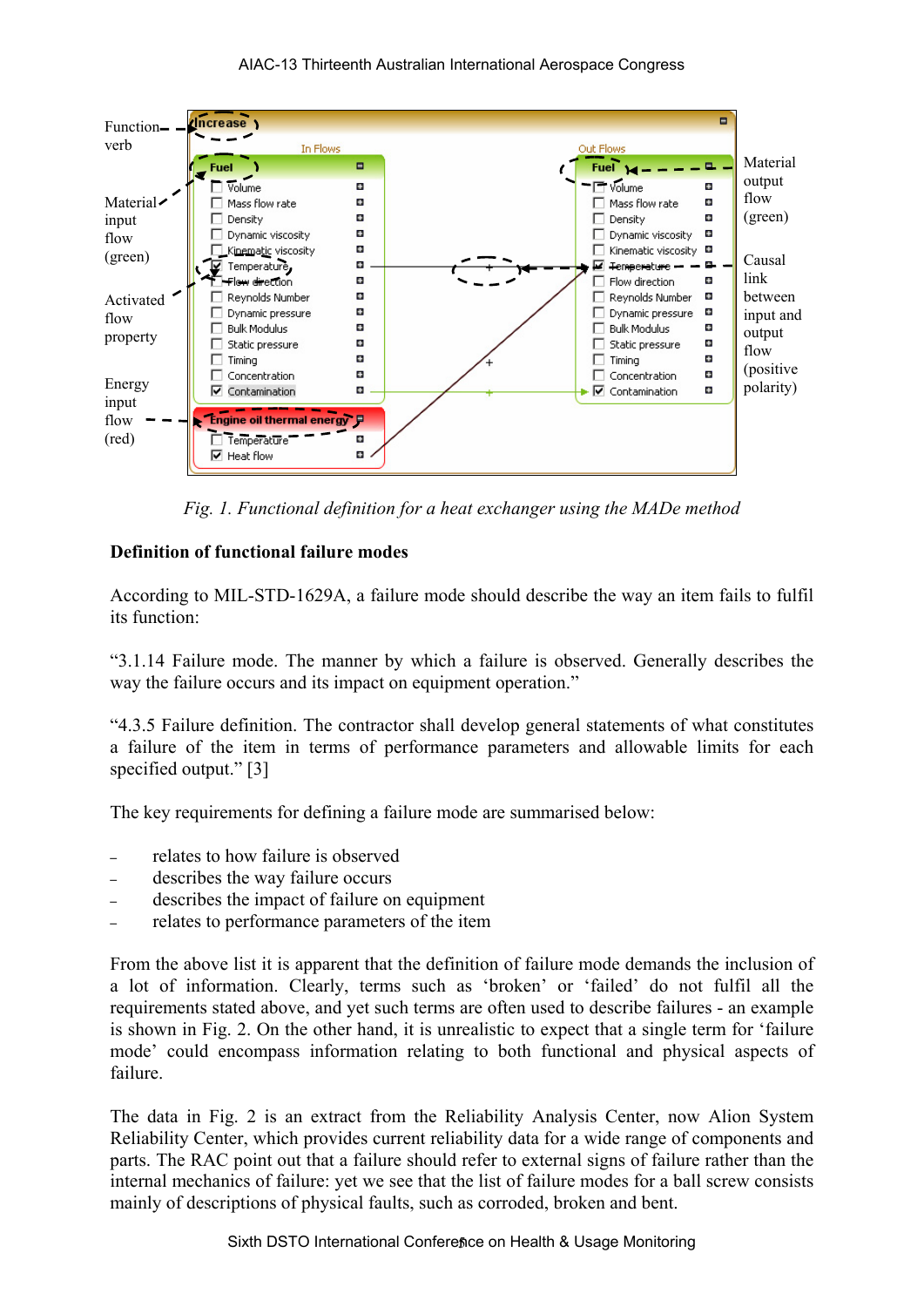Fig. 1. Functional definition for a heat exchanger using the MADe method

**Definition of functional failure modes**

According to MIL-STD-1629A, a failure mode should describe the way an item fails to fulfil its function:

"3.1.14 Failure mode. The manner by which a failure is observed. Generally describes the way the failure occurs and its impact on equipment operation."

"4.3.5 Failure definition. The contractor shall develop general statements of what constitutes a failure of the item in terms of performance parameters and allowable limits for each specified output." [3]

The key requirements for defining a failure mode are summarised below:

- relates to how failure is observed
- describes the way failure occurs
- describes the impact of failure on equipment
- relates to performance parameters of the item

From the above list it is apparent that the definition of failure mode demands the inclusion of a lot of information. Clearly, terms such as 'broken' or 'failed' do not fulfil all the requirements stated above, and yet such terms are often used to describe failures - an example is shown in Fig. 2. On the other hand, it is unrealistic to expect that a single term for 'failure mode' could encompass information relating to both functional and physical aspects of failure.

The data in Fig. 2 is an extract from the Reliability Analysis Center, now Alion System Reliability Center, which provides current reliability data for a wide range of components and parts. The RAC point out that a failure should refer to external signs of failure rather than the internal mechanics of failure: yet we see that the list of failure modes for a ball screw consists mainly of descriptions of physical faults, such as corroded, broken and bent.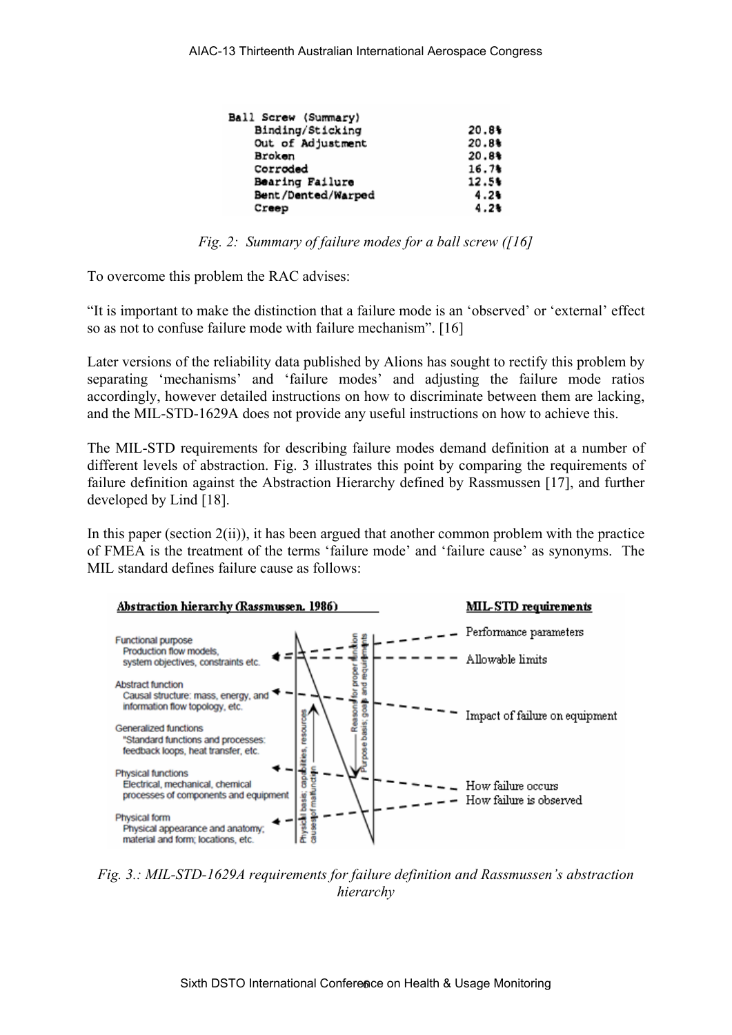| Ball Screw (Summary) | |
|---|---|
| Binding/Sticking | 20.8% |
| Out of Adjustment | 20.8% |
| Broken | 20.8% |
| Corroded | 16.7% |
| Bearing Failure | 12.5% |
| Bent/Dented/Warped | 4.2% |
| Creep | 4.2% |

*Fig. 2: Summary of failure modes for a ball screw ([16]*

To overcome this problem the RAC advises:

"It is important to make the distinction that a failure mode is an 'observed' or 'external' effect so as not to confuse failure mode with failure mechanism". [16]

Later versions of the reliability data published by Alions has sought to rectify this problem by separating 'mechanisms' and 'failure modes' and adjusting the failure mode ratios accordingly, however detailed instructions on how to discriminate between them are lacking, and the MIL-STD-1629A does not provide any useful instructions on how to achieve this.

The MIL-STD requirements for describing failure modes demand definition at a number of different levels of abstraction. Fig. 3 illustrates this point by comparing the requirements of failure definition against the Abstraction Hierarchy defined by Rassmussen [17], and further developed by Lind [18].

In this paper (section 2(ii)), it has been argued that another common problem with the practice of FMEA is the treatment of the terms 'failure mode' and 'failure cause' as synonyms. The MIL standard defines failure cause as follows:

*Fig. 3.: MIL-STD-1629A requirements for failure definition and Rassmussen's abstraction hierarchy*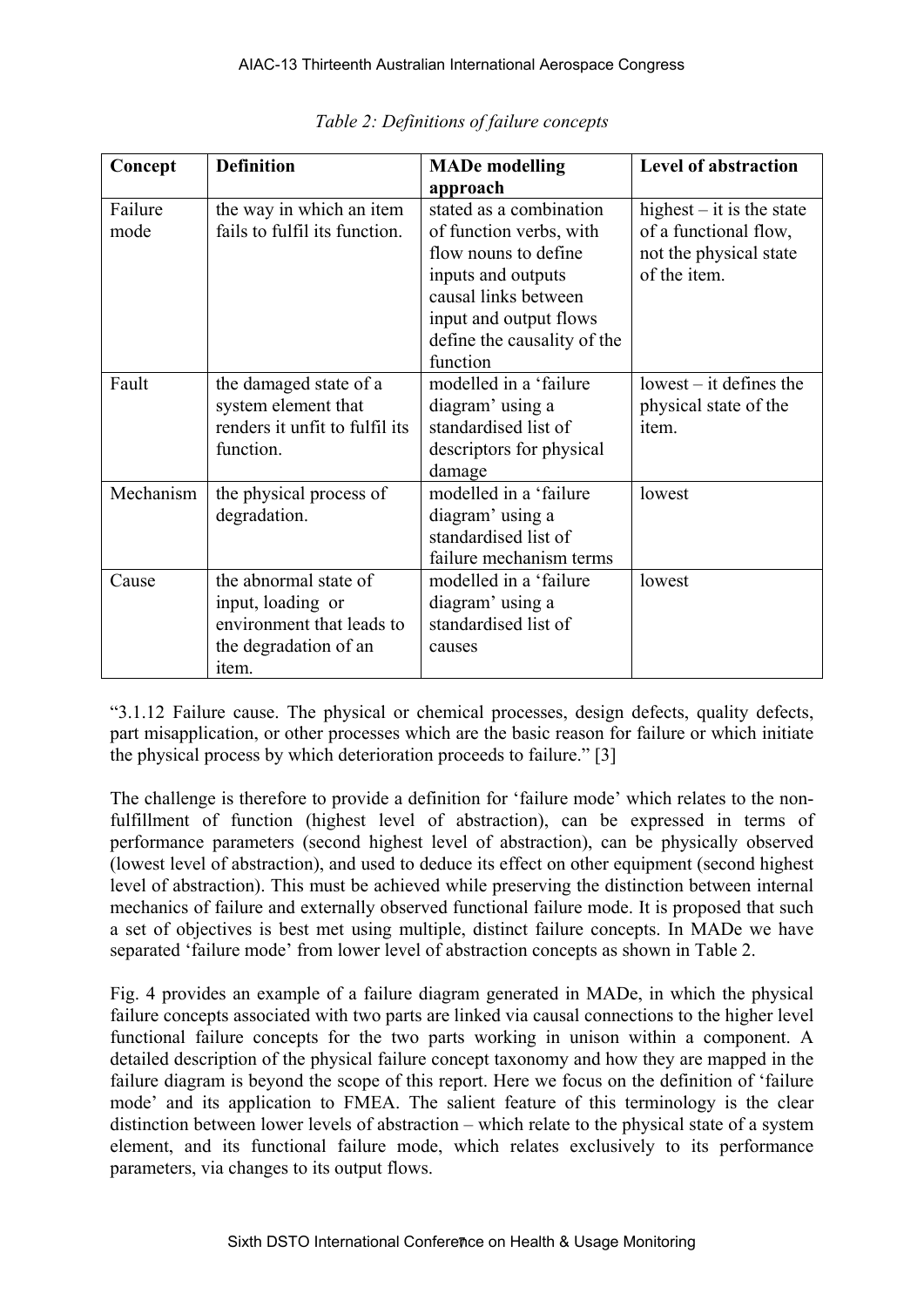*Table 2: Definitions of failure concepts*

| Concept | Definition | MADe modelling approach | Level of abstraction |
|---|---|---|---|
| Failure mode | the way in which an item fails to fulfil its function. | stated as a combination of function verbs, with flow nouns to define inputs and outputs causal links between input and output flows define the causality of the function | highest – it is the state of a functional flow, not the physical state of the item. |
| Fault | the damaged state of a system element that renders it unfit to fulfil its function. | modelled in a 'failure diagram' using a standardised list of descriptors for physical damage | lowest – it defines the physical state of the item. |
| Mechanism | the physical process of degradation. | modelled in a 'failure diagram' using a standardised list of failure mechanism terms | lowest |
| Cause | the abnormal state of input, loading or environment that leads to the degradation of an item. | modelled in a 'failure diagram' using a standardised list of causes | lowest |

"3.1.12 Failure cause. The physical or chemical processes, design defects, quality defects, part misapplication, or other processes which are the basic reason for failure or which initiate the physical process by which deterioration proceeds to failure." [3]

The challenge is therefore to provide a definition for 'failure mode' which relates to the non-fulfillment of function (highest level of abstraction), can be expressed in terms of performance parameters (second highest level of abstraction), can be physically observed (lowest level of abstraction), and used to deduce its effect on other equipment (second highest level of abstraction). This must be achieved while preserving the distinction between internal mechanics of failure and externally observed functional failure mode. It is proposed that such a set of objectives is best met using multiple, distinct failure concepts. In MADe we have separated 'failure mode' from lower level of abstraction concepts as shown in Table 2.

Fig. 4 provides an example of a failure diagram generated in MADe, in which the physical failure concepts associated with two parts are linked via causal connections to the higher level functional failure concepts for the two parts working in unison within a component. A detailed description of the physical failure concept taxonomy and how they are mapped in the failure diagram is beyond the scope of this report. Here we focus on the definition of 'failure mode' and its application to FMEA. The salient feature of this terminology is the clear distinction between lower levels of abstraction – which relate to the physical state of a system element, and its functional failure mode, which relates exclusively to its performance parameters, via changes to its output flows.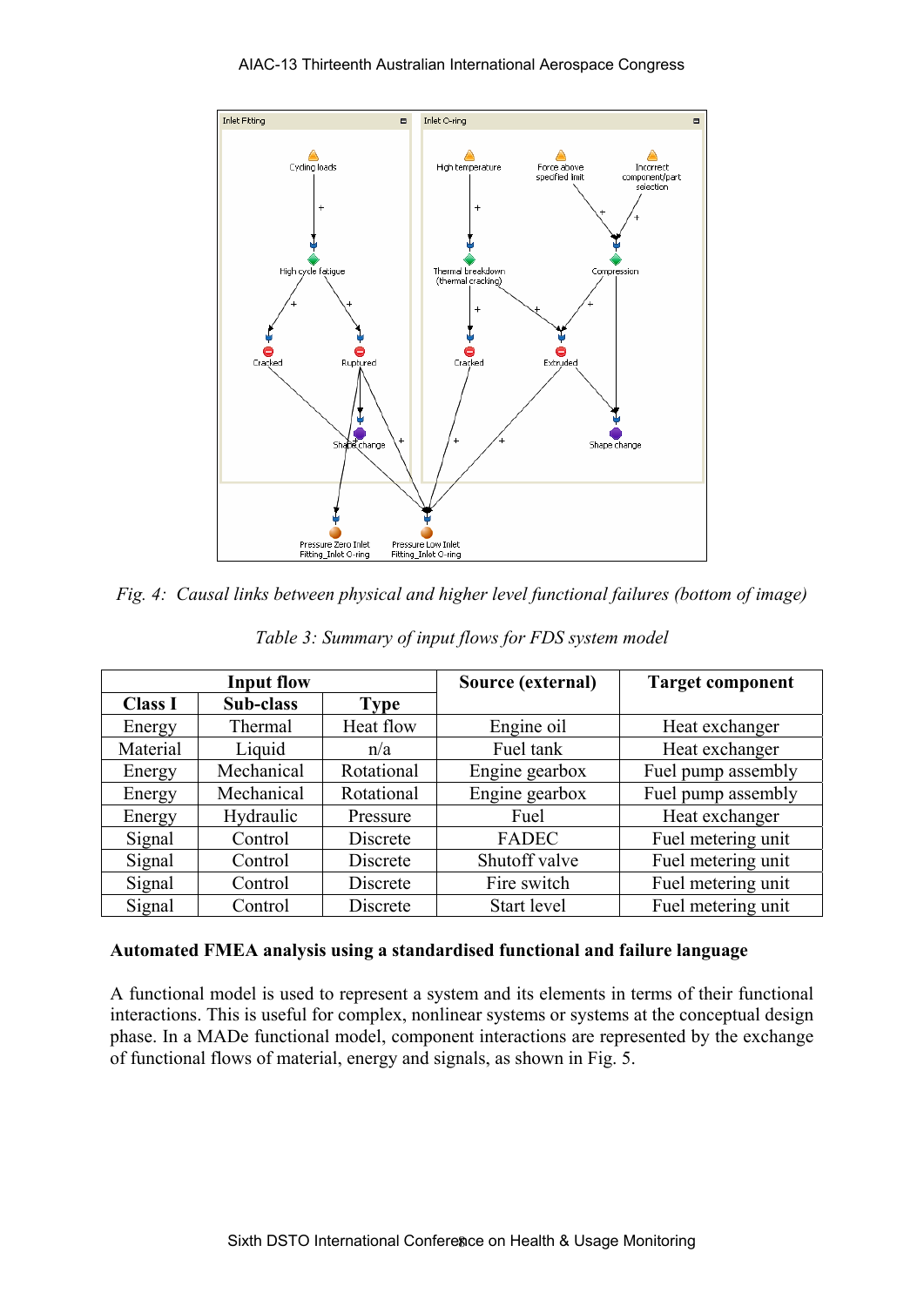*Fig. 4: Causal links between physical and higher level functional failures (bottom of image)*

*Table 3: Summary of input flows for FDS system model*

| Input flow | | | Source (external) | Target component |
|---|---|---|---|---|
| **Class I** | **Sub-class** | **Type** | | |
| Energy | Thermal | Heat flow | Engine oil | Heat exchanger |
| Material | Liquid | n/a | Fuel tank | Heat exchanger |
| Energy | Mechanical | Rotational | Engine gearbox | Fuel pump assembly |
| Energy | Mechanical | Rotational | Engine gearbox | Fuel pump assembly |
| Energy | Hydraulic | Pressure | Fuel | Heat exchanger |
| Signal | Control | Discrete | FADEC | Fuel metering unit |
| Signal | Control | Discrete | Shutoff valve | Fuel metering unit |
| Signal | Control | Discrete | Fire switch | Fuel metering unit |
| Signal | Control | Discrete | Start level | Fuel metering unit |

**Automated FMEA analysis using a standardised functional and failure language**

A functional model is used to represent a system and its elements in terms of their functional interactions. This is useful for complex, nonlinear systems or systems at the conceptual design phase. In a MADe functional model, component interactions are represented by the exchange of functional flows of material, energy and signals, as shown in Fig. 5.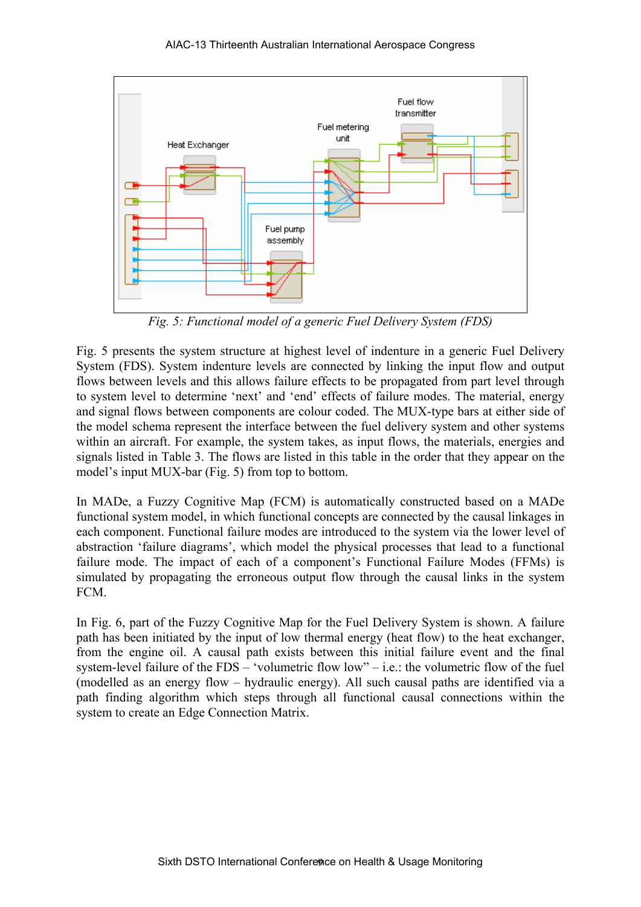*Fig. 5: Functional model of a generic Fuel Delivery System (FDS)*

Fig. 5 presents the system structure at highest level of indenture in a generic Fuel Delivery System (FDS). System indenture levels are connected by linking the input flow and output flows between levels and this allows failure effects to be propagated from part level through to system level to determine 'next' and 'end' effects of failure modes. The material, energy and signal flows between components are colour coded. The MUX-type bars at either side of the model schema represent the interface between the fuel delivery system and other systems within an aircraft. For example, the system takes, as input flows, the materials, energies and signals listed in Table 3. The flows are listed in this table in the order that they appear on the model's input MUX-bar (Fig. 5) from top to bottom.

In MADe, a Fuzzy Cognitive Map (FCM) is automatically constructed based on a MADe functional system model, in which functional concepts are connected by the causal linkages in each component. Functional failure modes are introduced to the system via the lower level of abstraction 'failure diagrams', which model the physical processes that lead to a functional failure mode. The impact of each of a component's Functional Failure Modes (FFMs) is simulated by propagating the erroneous output flow through the causal links in the system FCM.

In Fig. 6, part of the Fuzzy Cognitive Map for the Fuel Delivery System is shown. A failure path has been initiated by the input of low thermal energy (heat flow) to the heat exchanger, from the engine oil. A causal path exists between this initial failure event and the final system-level failure of the FDS – 'volumetric flow low" – i.e.: the volumetric flow of the fuel (modelled as an energy flow – hydraulic energy). All such causal paths are identified via a path finding algorithm which steps through all functional causal connections within the system to create an Edge Connection Matrix.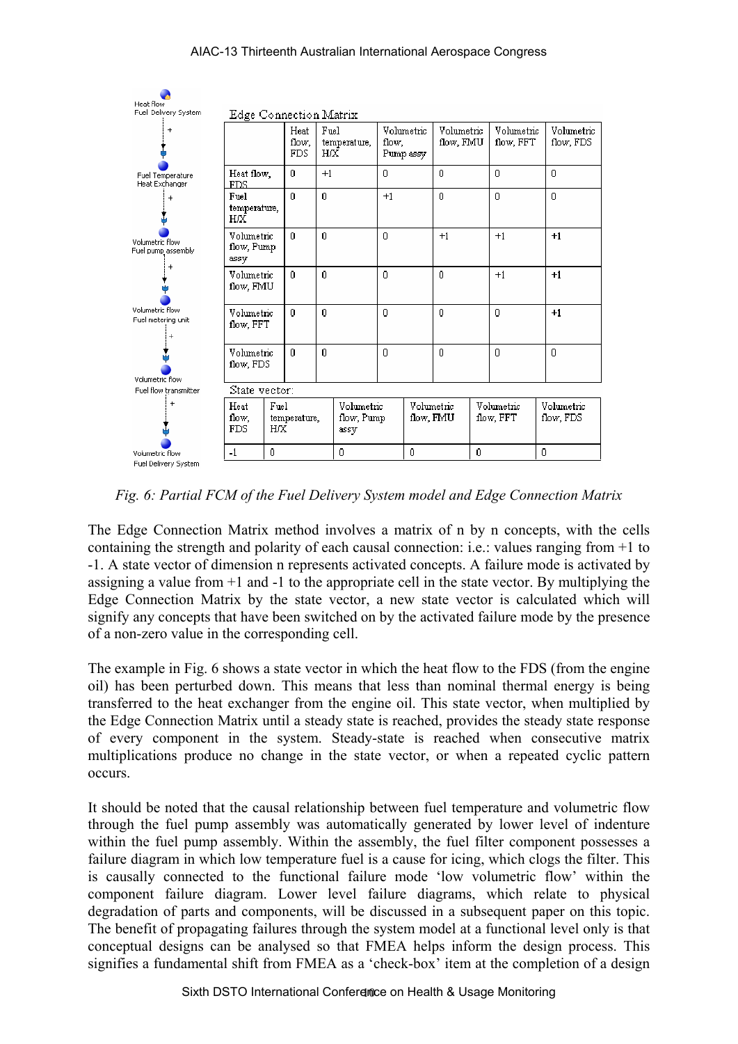Heat flow
Fuel Delivery System

+

Fuel Temperature
Heat Exchanger

+

Volumetric flow
Fuel pump assembly

+

Volumetric flow
Fuel metering unit

+

Volumetric flow
Fuel flow transmitter

+

Volumetric flow
Fuel Delivery System

Edge Connection Matrix

| | Heat flow, FDS | Fuel temperature, H/X | Volumetric flow, Pump assy | Volumetric flow, FMU | Volumetric flow, FFT | Volumetric flow, FDS |
|---|---|---|---|---|---|---|
| Heat flow, FDS | 0 | +1 | 0 | 0 | 0 | 0 |
| Fuel temperature, H/X | 0 | 0 | +1 | 0 | 0 | 0 |
| Volumetric flow, Pump assy | 0 | 0 | 0 | +1 | +1 | +1 |
| Volumetric flow, FMU | 0 | 0 | 0 | 0 | +1 | +1 |
| Volumetric flow, FFT | 0 | 0 | 0 | 0 | 0 | +1 |
| Volumetric flow, FDS | 0 | 0 | 0 | 0 | 0 | 0 |

State vector:

| Heat flow, FDS | Fuel temperature, H/X | Volumetric flow, Pump assy | Volumetric flow, FMU | Volumetric flow, FFT | Volumetric flow, FDS |
|---|---|---|---|---|---|
| -1 | 0 | 0 | 0 | 0 | 0 |

*Fig. 6: Partial FCM of the Fuel Delivery System model and Edge Connection Matrix*

The Edge Connection Matrix method involves a matrix of n by n concepts, with the cells containing the strength and polarity of each causal connection: i.e.: values ranging from +1 to -1. A state vector of dimension n represents activated concepts. A failure mode is activated by assigning a value from +1 and -1 to the appropriate cell in the state vector. By multiplying the Edge Connection Matrix by the state vector, a new state vector is calculated which will signify any concepts that have been switched on by the activated failure mode by the presence of a non-zero value in the corresponding cell.

The example in Fig. 6 shows a state vector in which the heat flow to the FDS (from the engine oil) has been perturbed down. This means that less than nominal thermal energy is being transferred to the heat exchanger from the engine oil. This state vector, when multiplied by the Edge Connection Matrix until a steady state is reached, provides the steady state response of every component in the system. Steady-state is reached when consecutive matrix multiplications produce no change in the state vector, or when a repeated cyclic pattern occurs.

It should be noted that the causal relationship between fuel temperature and volumetric flow through the fuel pump assembly was automatically generated by lower level of indenture within the fuel pump assembly. Within the assembly, the fuel filter component possesses a failure diagram in which low temperature fuel is a cause for icing, which clogs the filter. This is causally connected to the functional failure mode 'low volumetric flow' within the component failure diagram. Lower level failure diagrams, which relate to physical degradation of parts and components, will be discussed in a subsequent paper on this topic. The benefit of propagating failures through the system model at a functional level only is that conceptual designs can be analysed so that FMEA helps inform the design process. This signifies a fundamental shift from FMEA as a 'check-box' item at the completion of a design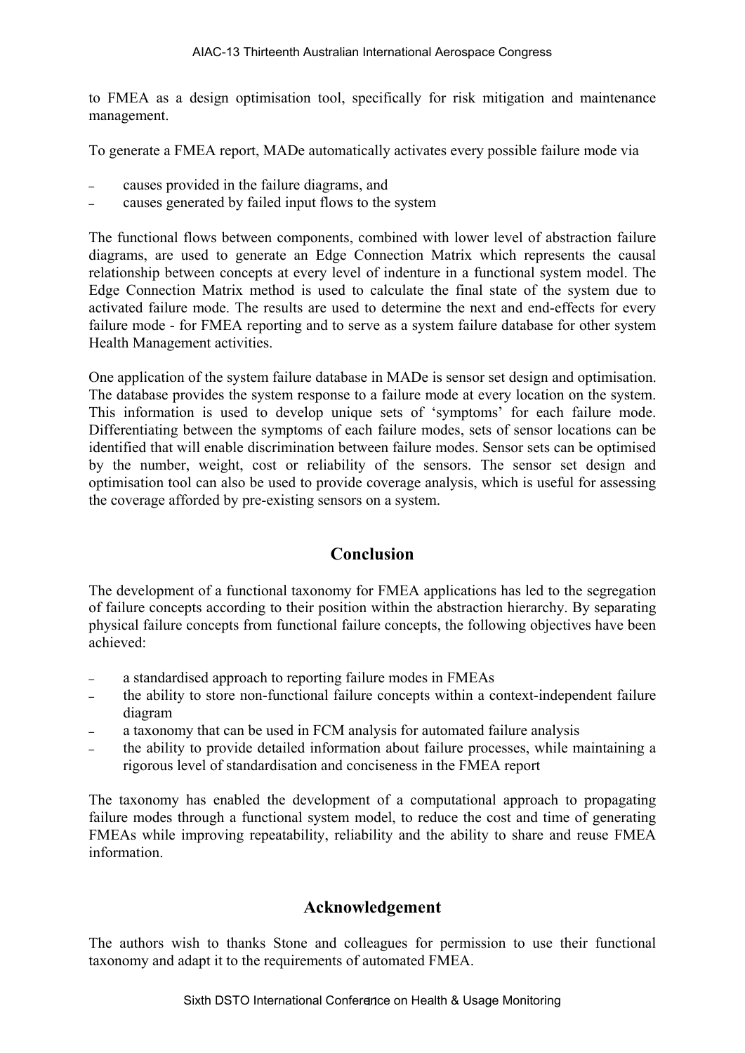to FMEA as a design optimisation tool, specifically for risk mitigation and maintenance management.

To generate a FMEA report, MADe automatically activates every possible failure mode via

- causes provided in the failure diagrams, and
- causes generated by failed input flows to the system

The functional flows between components, combined with lower level of abstraction failure diagrams, are used to generate an Edge Connection Matrix which represents the causal relationship between concepts at every level of indenture in a functional system model. The Edge Connection Matrix method is used to calculate the final state of the system due to activated failure mode. The results are used to determine the next and end-effects for every failure mode - for FMEA reporting and to serve as a system failure database for other system Health Management activities.

One application of the system failure database in MADe is sensor set design and optimisation. The database provides the system response to a failure mode at every location on the system. This information is used to develop unique sets of 'symptoms' for each failure mode. Differentiating between the symptoms of each failure modes, sets of sensor locations can be identified that will enable discrimination between failure modes. Sensor sets can be optimised by the number, weight, cost or reliability of the sensors. The sensor set design and optimisation tool can also be used to provide coverage analysis, which is useful for assessing the coverage afforded by pre-existing sensors on a system.

## Conclusion

The development of a functional taxonomy for FMEA applications has led to the segregation of failure concepts according to their position within the abstraction hierarchy. By separating physical failure concepts from functional failure concepts, the following objectives have been achieved:

- a standardised approach to reporting failure modes in FMEAs
- the ability to store non-functional failure concepts within a context-independent failure diagram
- a taxonomy that can be used in FCM analysis for automated failure analysis
- the ability to provide detailed information about failure processes, while maintaining a rigorous level of standardisation and conciseness in the FMEA report

The taxonomy has enabled the development of a computational approach to propagating failure modes through a functional system model, to reduce the cost and time of generating FMEAs while improving repeatability, reliability and the ability to share and reuse FMEA information.

## Acknowledgement

The authors wish to thanks Stone and colleagues for permission to use their functional taxonomy and adapt it to the requirements of automated FMEA.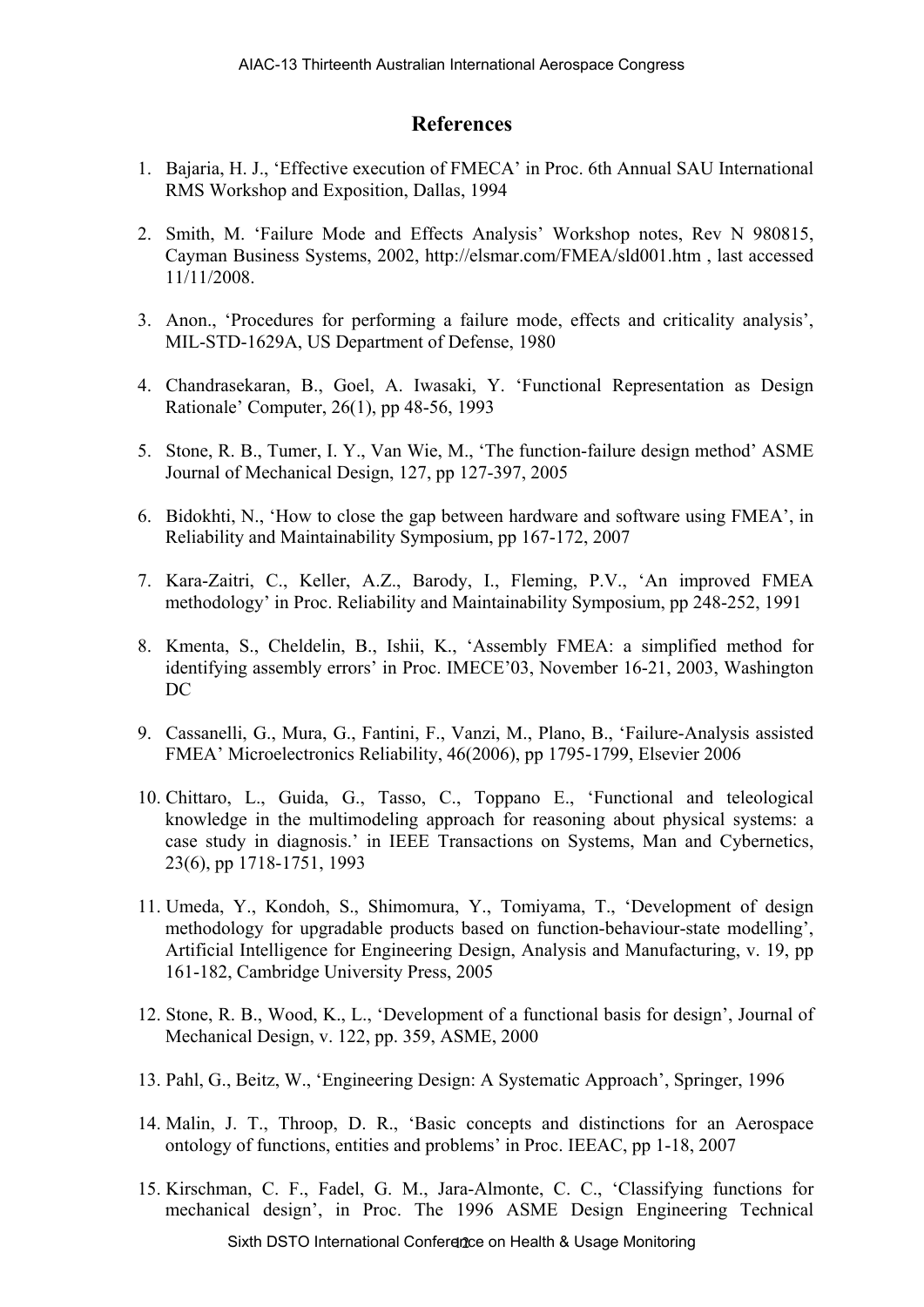# References

1. Bajaria, H. J., 'Effective execution of FMECA' in Proc. 6th Annual SAU International RMS Workshop and Exposition, Dallas, 1994

2. Smith, M. 'Failure Mode and Effects Analysis' Workshop notes, Rev N 980815, Cayman Business Systems, 2002, http://elsmar.com/FMEA/sld001.htm , last accessed 11/11/2008.

3. Anon., 'Procedures for performing a failure mode, effects and criticality analysis', MIL-STD-1629A, US Department of Defense, 1980

4. Chandrasekaran, B., Goel, A. Iwasaki, Y. 'Functional Representation as Design Rationale' Computer, 26(1), pp 48-56, 1993

5. Stone, R. B., Tumer, I. Y., Van Wie, M., 'The function-failure design method' ASME Journal of Mechanical Design, 127, pp 127-397, 2005

6. Bidokhti, N., 'How to close the gap between hardware and software using FMEA', in Reliability and Maintainability Symposium, pp 167-172, 2007

7. Kara-Zaitri, C., Keller, A.Z., Barody, I., Fleming, P.V., 'An improved FMEA methodology' in Proc. Reliability and Maintainability Symposium, pp 248-252, 1991

8. Kmenta, S., Cheldelin, B., Ishii, K., 'Assembly FMEA: a simplified method for identifying assembly errors' in Proc. IMECE'03, November 16-21, 2003, Washington DC

9. Cassanelli, G., Mura, G., Fantini, F., Vanzi, M., Plano, B., 'Failure-Analysis assisted FMEA' Microelectronics Reliability, 46(2006), pp 1795-1799, Elsevier 2006

10. Chittaro, L., Guida, G., Tasso, C., Toppano E., 'Functional and teleological knowledge in the multimodeling approach for reasoning about physical systems: a case study in diagnosis.' in IEEE Transactions on Systems, Man and Cybernetics, 23(6), pp 1718-1751, 1993

11. Umeda, Y., Kondoh, S., Shimomura, Y., Tomiyama, T., 'Development of design methodology for upgradable products based on function-behaviour-state modelling', Artificial Intelligence for Engineering Design, Analysis and Manufacturing, v. 19, pp 161-182, Cambridge University Press, 2005

12. Stone, R. B., Wood, K., L., 'Development of a functional basis for design', Journal of Mechanical Design, v. 122, pp. 359, ASME, 2000

13. Pahl, G., Beitz, W., 'Engineering Design: A Systematic Approach', Springer, 1996

14. Malin, J. T., Throop, D. R., 'Basic concepts and distinctions for an Aerospace ontology of functions, entities and problems' in Proc. IEEAC, pp 1-18, 2007

15. Kirschman, C. F., Fadel, G. M., Jara-Almonte, C. C., 'Classifying functions for mechanical design', in Proc. The 1996 ASME Design Engineering Technical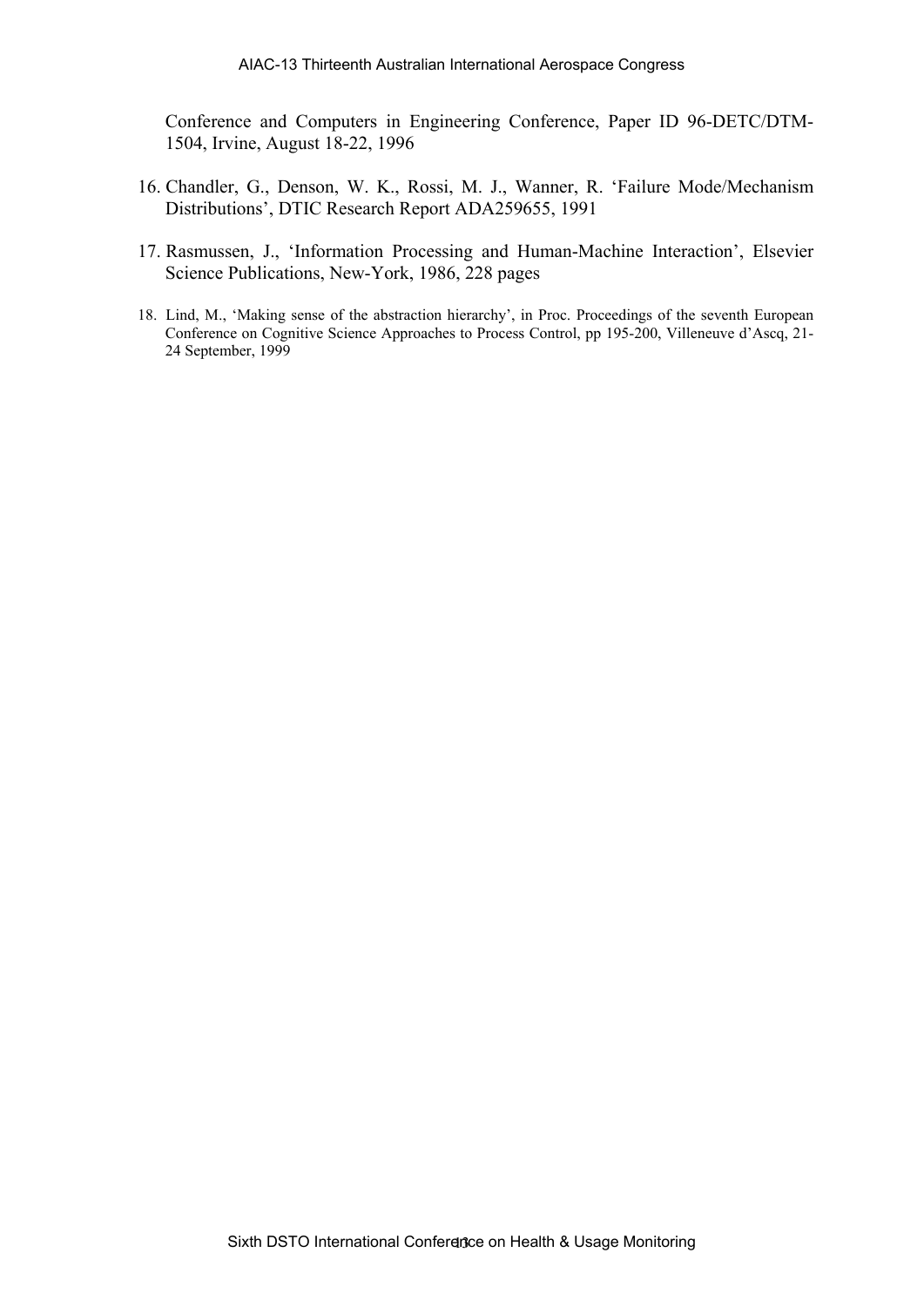Conference and Computers in Engineering Conference, Paper ID 96-DETC/DTM-1504, Irvine, August 18-22, 1996

16. Chandler, G., Denson, W. K., Rossi, M. J., Wanner, R. 'Failure Mode/Mechanism Distributions', DTIC Research Report ADA259655, 1991

17. Rasmussen, J., 'Information Processing and Human-Machine Interaction', Elsevier Science Publications, New-York, 1986, 228 pages

18. Lind, M., 'Making sense of the abstraction hierarchy', in Proc. Proceedings of the seventh European Conference on Cognitive Science Approaches to Process Control, pp 195-200, Villeneuve d'Ascq, 21-24 September, 1999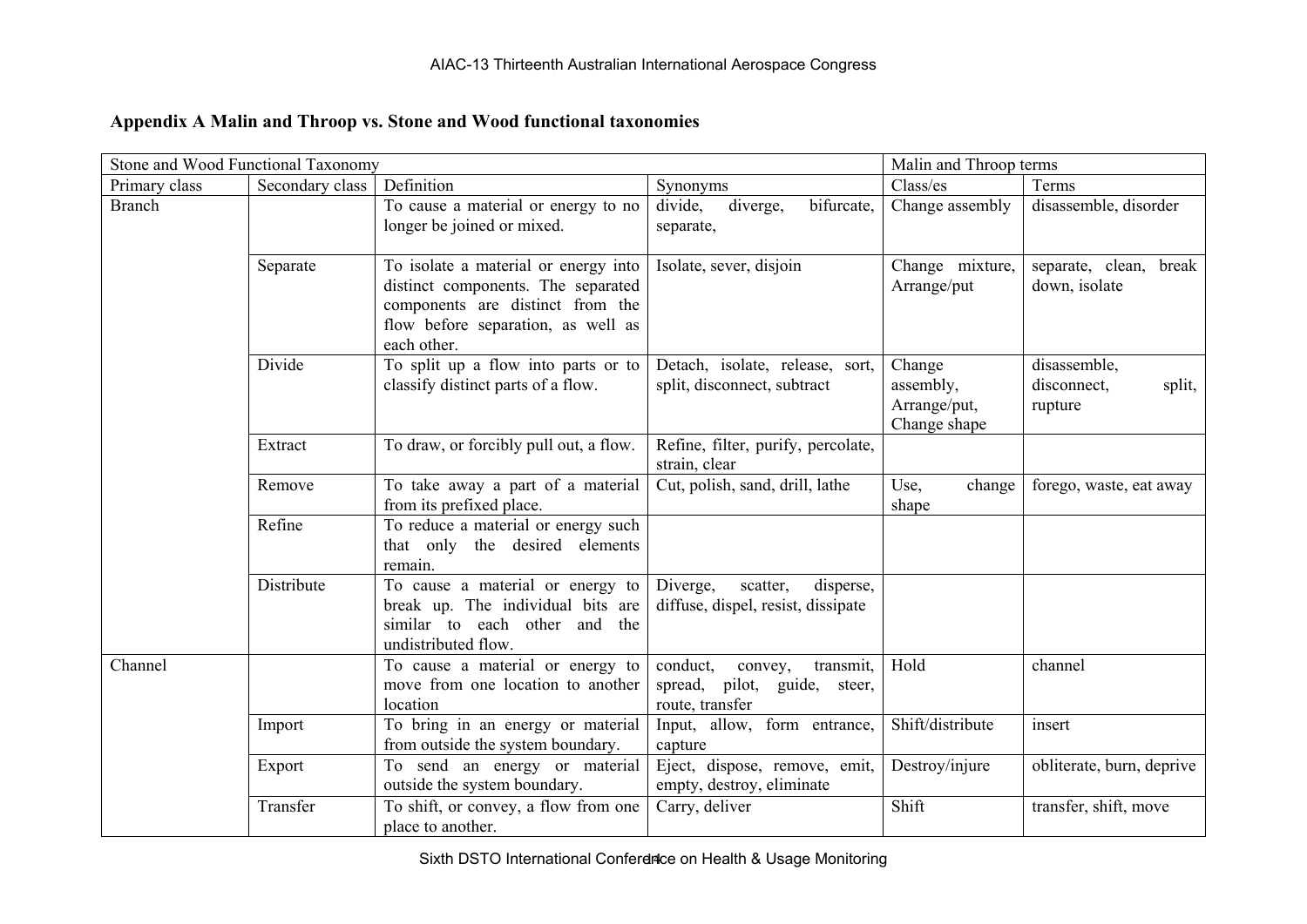## Appendix A Malin and Throop vs. Stone and Wood functional taxonomies

| Stone and Wood Functional Taxonomy | | | | Malin and Throop terms | |
|---|---|---|---|---|---|
| Primary class | Secondary class | Definition | Synonyms | Class/es | Terms |
| Branch | | To cause a material or energy to no longer be joined or mixed. | divide, diverge, bifurcate, separate, | Change assembly | disassemble, disorder |
| | Separate | To isolate a material or energy into distinct components. The separated components are distinct from the flow before separation, as well as each other. | Isolate, sever, disjoin | Change mixture, Arrange/put | separate, clean, break down, isolate |
| | Divide | To split up a flow into parts or to classify distinct parts of a flow. | Detach, isolate, release, sort, split, disconnect, subtract | Change assembly, Arrange/put, Change shape | disassemble, disconnect, split, rupture |
| | Extract | To draw, or forcibly pull out, a flow. | Refine, filter, purify, percolate, strain, clear | | |
| | Remove | To take away a part of a material from its prefixed place. | Cut, polish, sand, drill, lathe | Use, change shape | forego, waste, eat away |
| | Refine | To reduce a material or energy such that only the desired elements remain. | | | |
| | Distribute | To cause a material or energy to break up. The individual bits are similar to each other and the undistributed flow. | Diverge, scatter, disperse, diffuse, dispel, resist, dissipate | | |
| Channel | | To cause a material or energy to move from one location to another location | conduct, convey, transmit, spread, pilot, guide, steer, route, transfer | Hold | channel |
| | Import | To bring in an energy or material from outside the system boundary. | Input, allow, form entrance, capture | Shift/distribute | insert |
| | Export | To send an energy or material outside the system boundary. | Eject, dispose, remove, emit, empty, destroy, eliminate | Destroy/injure | obliterate, burn, deprive |
| | Transfer | To shift, or convey, a flow from one place to another. | Carry, deliver | Shift | transfer, shift, move |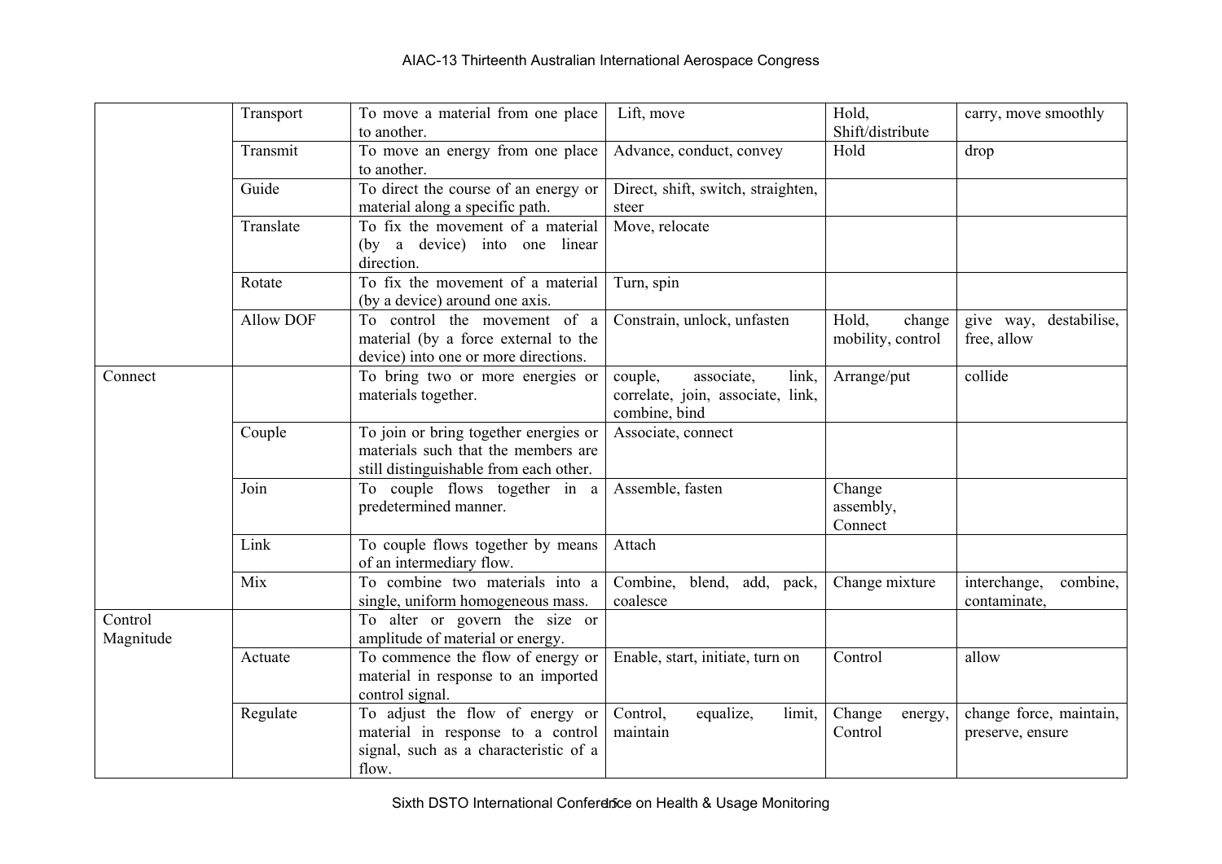| | | | | | |
|---|---|---|---|---|---|
| | Transport | To move a material from one place to another. | Lift, move | Hold, Shift/distribute | carry, move smoothly |
| | Transmit | To move an energy from one place to another. | Advance, conduct, convey | Hold | drop |
| | Guide | To direct the course of an energy or material along a specific path. | Direct, shift, switch, straighten, steer | | |
| | Translate | To fix the movement of a material (by a device) into one linear direction. | Move, relocate | | |
| | Rotate | To fix the movement of a material (by a device) around one axis. | Turn, spin | | |
| | Allow DOF | To control the movement of a material (by a force external to the device) into one or more directions. | Constrain, unlock, unfasten | Hold, change mobility, control | give way, destabilise, free, allow |
| Connect | | To bring two or more energies or materials together. | couple, associate, link, correlate, join, associate, link, combine, bind | Arrange/put | collide |
| | Couple | To join or bring together energies or materials such that the members are still distinguishable from each other. | Associate, connect | | |
| | Join | To couple flows together in a predetermined manner. | Assemble, fasten | Change assembly, Connect | |
| | Link | To couple flows together by means of an intermediary flow. | Attach | | |
| | Mix | To combine two materials into a single, uniform homogeneous mass. | Combine, blend, add, pack, coalesce | Change mixture | interchange, combine, contaminate, |
| Control Magnitude | | To alter or govern the size or amplitude of material or energy. | | | |
| | Actuate | To commence the flow of energy or material in response to an imported control signal. | Enable, start, initiate, turn on | Control | allow |
| | Regulate | To adjust the flow of energy or material in response to a control signal, such as a characteristic of a flow. | Control, equalize, limit, maintain | Change energy, Control | change force, maintain, preserve, ensure |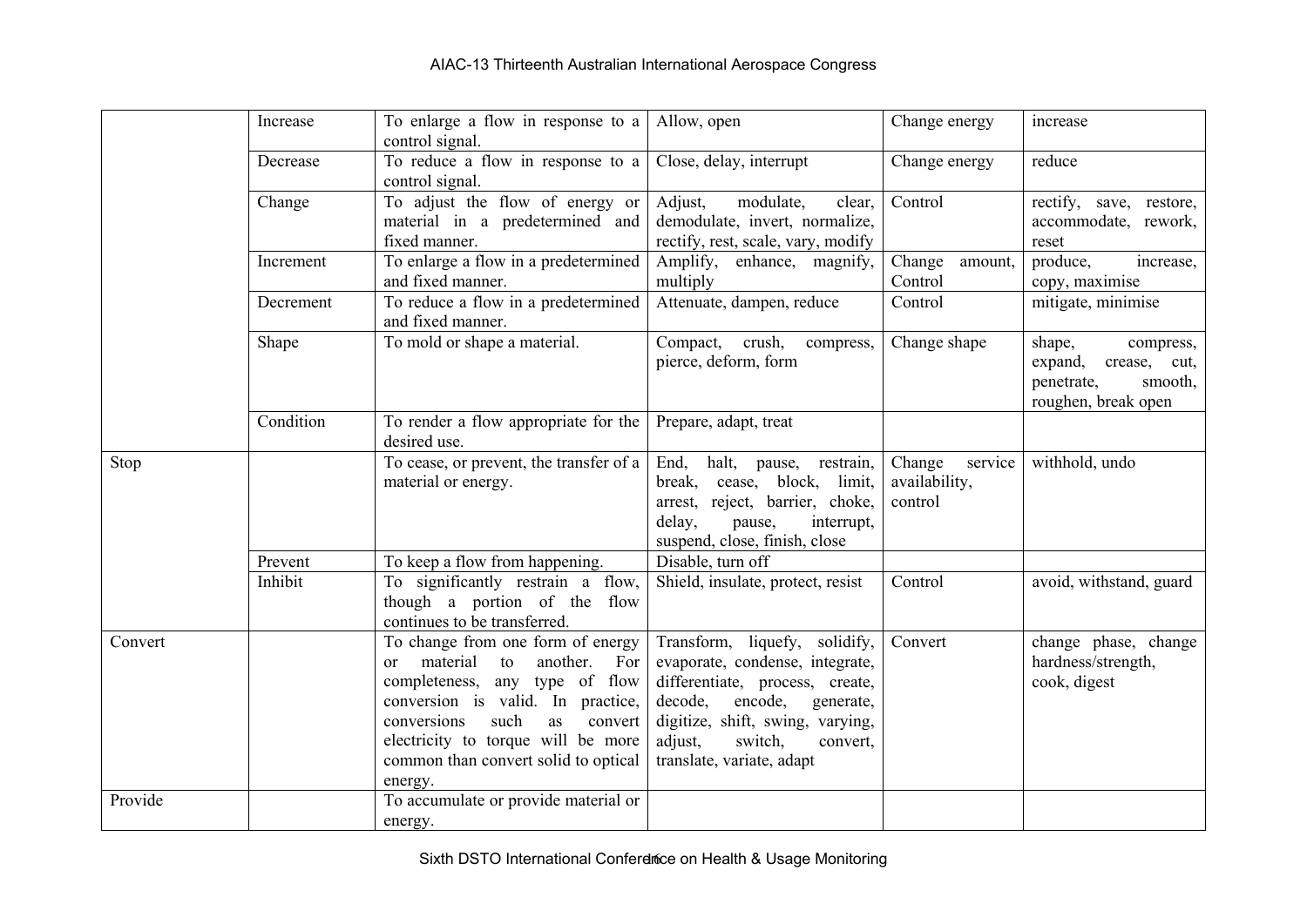| | | | | | |
|---|---|---|---|---|---|
| | Increase | To enlarge a flow in response to a control signal. | Allow, open | Change energy | increase |
| | Decrease | To reduce a flow in response to a control signal. | Close, delay, interrupt | Change energy | reduce |
| | Change | To adjust the flow of energy or material in a predetermined and fixed manner. | Adjust, modulate, clear, demodulate, invert, normalize, rectify, rest, scale, vary, modify | Control | rectify, save, restore, accommodate, rework, reset |
| | Increment | To enlarge a flow in a predetermined and fixed manner. | Amplify, enhance, magnify, multiply | Change amount, Control | produce, increase, copy, maximise |
| | Decrement | To reduce a flow in a predetermined and fixed manner. | Attenuate, dampen, reduce | Control | mitigate, minimise |
| | Shape | To mold or shape a material. | Compact, crush, compress, pierce, deform, form | Change shape | shape, compress, expand, crease, cut, penetrate, smooth, roughen, break open |
| | Condition | To render a flow appropriate for the desired use. | Prepare, adapt, treat | | |
| Stop | | To cease, or prevent, the transfer of a material or energy. | End, halt, pause, restrain, break, cease, block, limit, arrest, reject, barrier, choke, delay, pause, interrupt, suspend, close, finish, close | Change service availability, control | withhold, undo |
| | Prevent | To keep a flow from happening. | Disable, turn off | | |
| | Inhibit | To significantly restrain a flow, though a portion of the flow continues to be transferred. | Shield, insulate, protect, resist | Control | avoid, withstand, guard |
| Convert | | To change from one form of energy or material to another. For completeness, any type of flow conversion is valid. In practice, conversions such as convert electricity to torque will be more common than convert solid to optical energy. | Transform, liquefy, solidify, evaporate, condense, integrate, differentiate, process, create, decode, encode, generate, digitize, shift, swing, varying, adjust, switch, convert, translate, variate, adapt | Convert | change phase, change hardness/strength, cook, digest |
| Provide | | To accumulate or provide material or energy. | | | |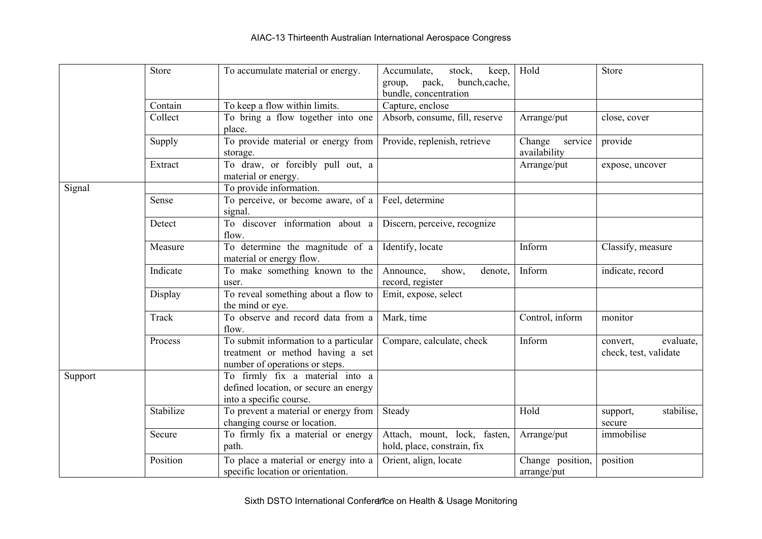| | | | | | |
|---|---|---|---|---|---|
| | Store | To accumulate material or energy. | Accumulate, stock, keep, group, pack, bunch,cache, bundle, concentration | Hold | Store |
| | Contain | To keep a flow within limits. | Capture, enclose | | |
| | Collect | To bring a flow together into one place. | Absorb, consume, fill, reserve | Arrange/put | close, cover |
| | Supply | To provide material or energy from storage. | Provide, replenish, retrieve | Change service availability | provide |
| | Extract | To draw, or forcibly pull out, a material or energy. | | Arrange/put | expose, uncover |
| Signal | | To provide information. | | | |
| | Sense | To perceive, or become aware, of a signal. | Feel, determine | | |
| | Detect | To discover information about a flow. | Discern, perceive, recognize | | |
| | Measure | To determine the magnitude of a material or energy flow. | Identify, locate | Inform | Classify, measure |
| | Indicate | To make something known to the user. | Announce, show, denote, record, register | Inform | indicate, record |
| | Display | To reveal something about a flow to the mind or eye. | Emit, expose, select | | |
| | Track | To observe and record data from a flow. | Mark, time | Control, inform | monitor |
| | Process | To submit information to a particular treatment or method having a set number of operations or steps. | Compare, calculate, check | Inform | convert, evaluate, check, test, validate |
| Support | | To firmly fix a material into a defined location, or secure an energy into a specific course. | | | |
| | Stabilize | To prevent a material or energy from changing course or location. | Steady | Hold | support, stabilise, secure |
| | Secure | To firmly fix a material or energy path. | Attach, mount, lock, fasten, hold, place, constrain, fix | Arrange/put | immobilise |
| | Position | To place a material or energy into a specific location or orientation. | Orient, align, locate | Change position, arrange/put | position |